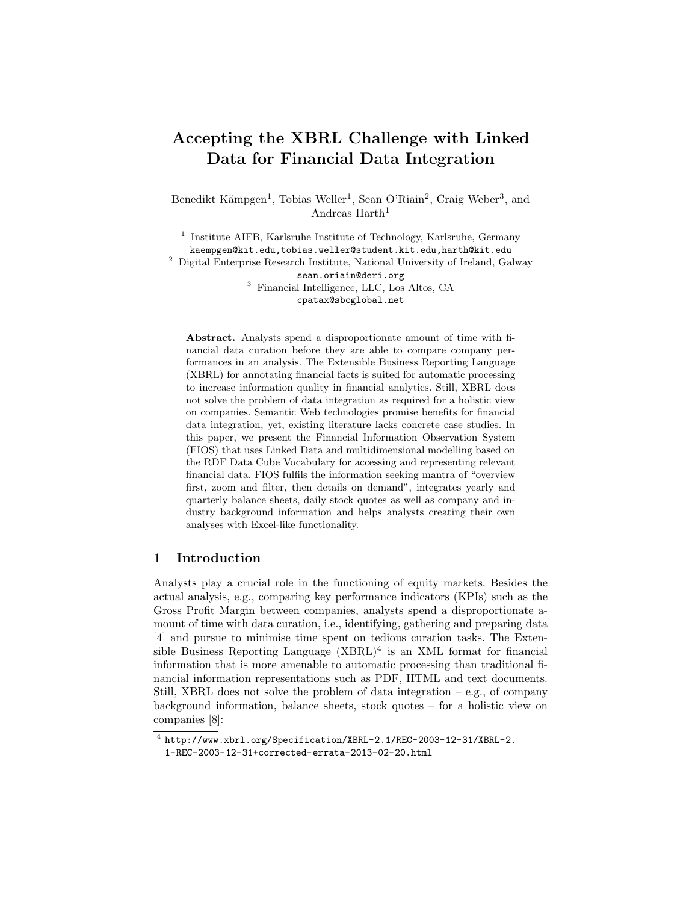# Accepting the XBRL Challenge with Linked Data for Financial Data Integration

Benedikt Kämpgen[1], Tobias Weller[1], Sean O'Riain[2], Craig Weber[3], and Andreas Harth[1]

[1] Institute AIFB, Karlsruhe Institute of Technology, Karlsruhe, Germany
kaempgen@kit.edu,tobias.weller@student.kit.edu,harth@kit.edu

[2] Digital Enterprise Research Institute, National University of Ireland, Galway
sean.oriain@deri.org

[3] Financial Intelligence, LLC, Los Altos, CA
cpatax@sbcglobal.net

**Abstract.** Analysts spend a disproportionate amount of time with financial data curation before they are able to compare company performances in an analysis. The Extensible Business Reporting Language (XBRL) for annotating financial facts is suited for automatic processing to increase information quality in financial analytics. Still, XBRL does not solve the problem of data integration as required for a holistic view on companies. Semantic Web technologies promise benefits for financial data integration, yet, existing literature lacks concrete case studies. In this paper, we present the Financial Information Observation System (FIOS) that uses Linked Data and multidimensional modelling based on the RDF Data Cube Vocabulary for accessing and representing relevant financial data. FIOS fulfils the information seeking mantra of "overview first, zoom and filter, then details on demand", integrates yearly and quarterly balance sheets, daily stock quotes as well as company and industry background information and helps analysts creating their own analyses with Excel-like functionality.

## 1 Introduction

Analysts play a crucial role in the functioning of equity markets. Besides the actual analysis, e.g., comparing key performance indicators (KPIs) such as the Gross Profit Margin between companies, analysts spend a disproportionate amount of time with data curation, i.e., identifying, gathering and preparing data [4] and pursue to minimise time spent on tedious curation tasks. The Extensible Business Reporting Language (XBRL)[4] is an XML format for financial information that is more amenable to automatic processing than traditional financial information representations such as PDF, HTML and text documents. Still, XBRL does not solve the problem of data integration – e.g., of company background information, balance sheets, stock quotes – for a holistic view on companies [8]:

[4] http://www.xbrl.org/Specification/XBRL-2.1/REC-2003-12-31/XBRL-2.1-REC-2003-12-31+corrected-errata-2013-02-20.html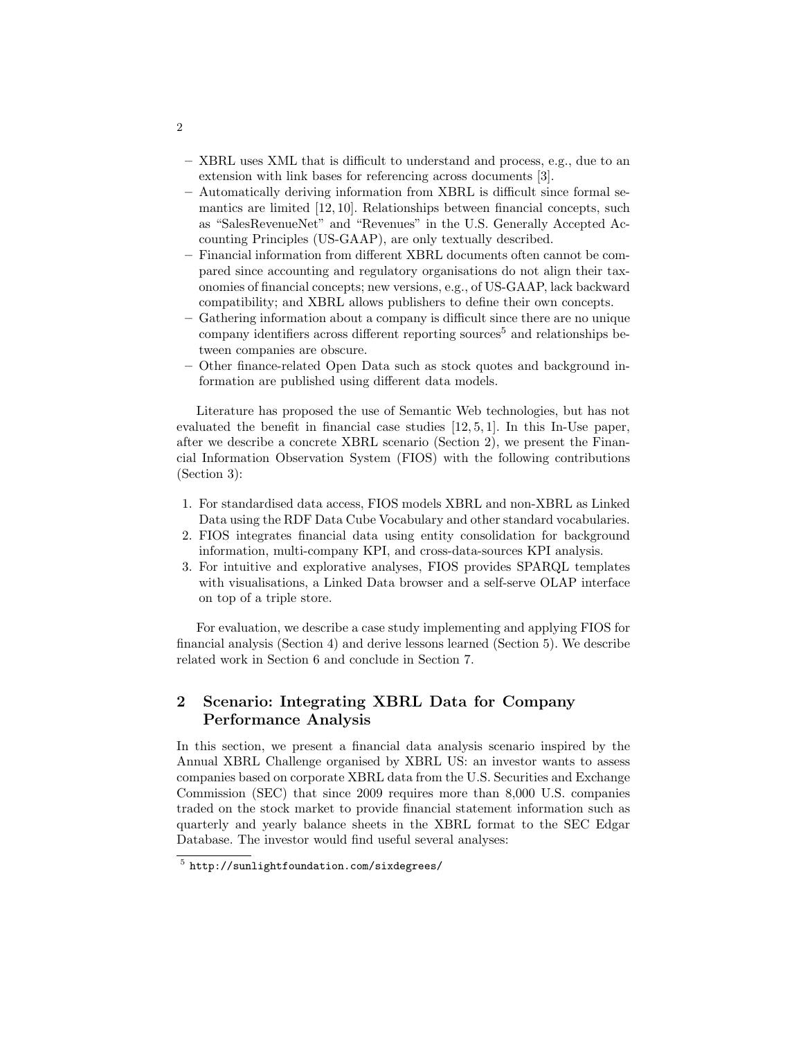- XBRL uses XML that is difficult to understand and process, e.g., due to an extension with link bases for referencing across documents [3].
- Automatically deriving information from XBRL is difficult since formal semantics are limited [12, 10]. Relationships between financial concepts, such as "SalesRevenueNet" and "Revenues" in the U.S. Generally Accepted Accounting Principles (US-GAAP), are only textually described.
- Financial information from different XBRL documents often cannot be compared since accounting and regulatory organisations do not align their taxonomies of financial concepts; new versions, e.g., of US-GAAP, lack backward compatibility; and XBRL allows publishers to define their own concepts.
- Gathering information about a company is difficult since there are no unique company identifiers across different reporting sources[5] and relationships between companies are obscure.
- Other finance-related Open Data such as stock quotes and background information are published using different data models.

Literature has proposed the use of Semantic Web technologies, but has not evaluated the benefit in financial case studies [12, 5, 1]. In this In-Use paper, after we describe a concrete XBRL scenario (Section 2), we present the Financial Information Observation System (FIOS) with the following contributions (Section 3):

1. For standardised data access, FIOS models XBRL and non-XBRL as Linked Data using the RDF Data Cube Vocabulary and other standard vocabularies.
2. FIOS integrates financial data using entity consolidation for background information, multi-company KPI, and cross-data-sources KPI analysis.
3. For intuitive and explorative analyses, FIOS provides SPARQL templates with visualisations, a Linked Data browser and a self-serve OLAP interface on top of a triple store.

For evaluation, we describe a case study implementing and applying FIOS for financial analysis (Section 4) and derive lessons learned (Section 5). We describe related work in Section 6 and conclude in Section 7.

## 2 Scenario: Integrating XBRL Data for Company Performance Analysis

In this section, we present a financial data analysis scenario inspired by the Annual XBRL Challenge organised by XBRL US: an investor wants to assess companies based on corporate XBRL data from the U.S. Securities and Exchange Commission (SEC) that since 2009 requires more than 8,000 U.S. companies traded on the stock market to provide financial statement information such as quarterly and yearly balance sheets in the XBRL format to the SEC Edgar Database. The investor would find useful several analyses:

[5] http://sunlightfoundation.com/sixdegrees/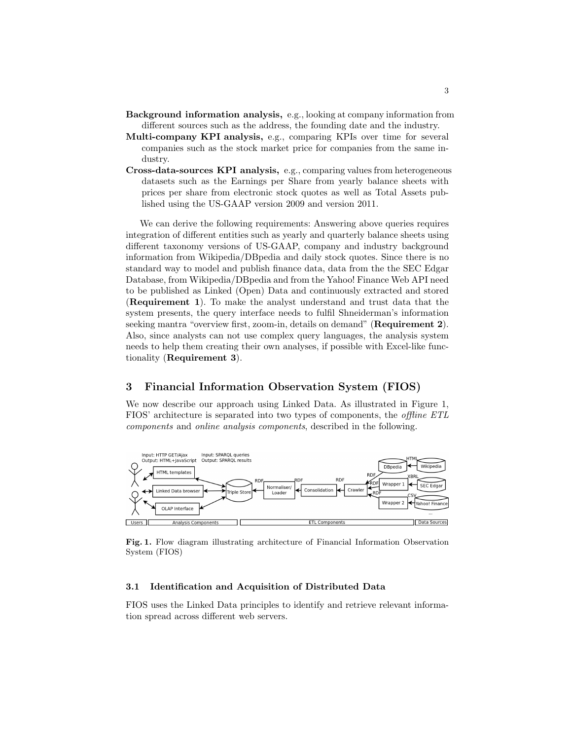**Background information analysis,** e.g., looking at company information from different sources such as the address, the founding date and the industry.

**Multi-company KPI analysis,** e.g., comparing KPIs over time for several companies such as the stock market price for companies from the same industry.

**Cross-data-sources KPI analysis,** e.g., comparing values from heterogeneous datasets such as the Earnings per Share from yearly balance sheets with prices per share from electronic stock quotes as well as Total Assets published using the US-GAAP version 2009 and version 2011.

We can derive the following requirements: Answering above queries requires integration of different entities such as yearly and quarterly balance sheets using different taxonomy versions of US-GAAP, company and industry background information from Wikipedia/DBpedia and daily stock quotes. Since there is no standard way to model and publish finance data, data from the the SEC Edgar Database, from Wikipedia/DBpedia and from the Yahoo! Finance Web API need to be published as Linked (Open) Data and continuously extracted and stored (**Requirement 1**). To make the analyst understand and trust data that the system presents, the query interface needs to fulfil Shneiderman's information seeking mantra "overview first, zoom-in, details on demand" (**Requirement 2**). Also, since analysts can not use complex query languages, the analysis system needs to help them creating their own analyses, if possible with Excel-like functionality (**Requirement 3**).

## 3 Financial Information Observation System (FIOS)

We now describe our approach using Linked Data. As illustrated in Figure 1, FIOS' architecture is separated into two types of components, the *offline ETL components* and *online analysis components*, described in the following.

**Fig. 1.** Flow diagram illustrating architecture of Financial Information Observation System (FIOS)

### 3.1 Identification and Acquisition of Distributed Data

FIOS uses the Linked Data principles to identify and retrieve relevant information spread across different web servers.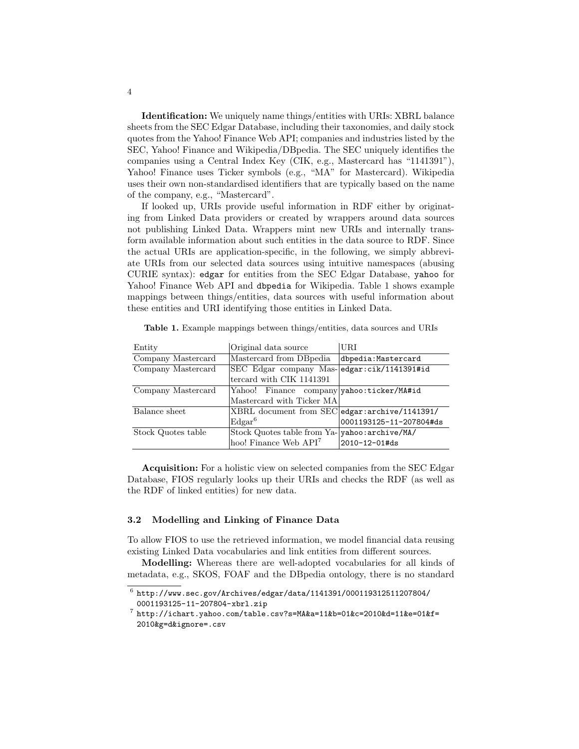**Identification:** We uniquely name things/entities with URIs: XBRL balance sheets from the SEC Edgar Database, including their taxonomies, and daily stock quotes from the Yahoo! Finance Web API; companies and industries listed by the SEC, Yahoo! Finance and Wikipedia/DBpedia. The SEC uniquely identifies the companies using a Central Index Key (CIK, e.g., Mastercard has "1141391"), Yahoo! Finance uses Ticker symbols (e.g., "MA" for Mastercard). Wikipedia uses their own non-standardised identifiers that are typically based on the name of the company, e.g., "Mastercard".

If looked up, URIs provide useful information in RDF either by originating from Linked Data providers or created by wrappers around data sources not publishing Linked Data. Wrappers mint new URIs and internally transform available information about such entities in the data source to RDF. Since the actual URIs are application-specific, in the following, we simply abbreviate URIs from our selected data sources using intuitive namespaces (abusing CURIE syntax): `edgar` for entities from the SEC Edgar Database, `yahoo` for Yahoo! Finance Web API and `dbpedia` for Wikipedia. Table 1 shows example mappings between things/entities, data sources with useful information about these entities and URI identifying those entities in Linked Data.

**Table 1.** Example mappings between things/entities, data sources and URIs

| Entity | Original data source | URI |
| --- | --- | --- |
| Company Mastercard | Mastercard from DBpedia | `dbpedia:Mastercard` |
| Company Mastercard | SEC Edgar company Mastercard with CIK 1141391 | `edgar:cik/1141391#id` |
| Company Mastercard | Yahoo! Finance company Mastercard with Ticker MA | `yahoo:ticker/MA#id` |
| Balance sheet | XBRL document from SEC Edgar[6] | `edgar:archive/1141391/0001193125-11-207804#ds` |
| Stock Quotes table | Stock Quotes table from Yahoo! Finance Web API[7] | `yahoo:archive/MA/2010-12-01#ds` |

**Acquisition:** For a holistic view on selected companies from the SEC Edgar Database, FIOS regularly looks up their URIs and checks the RDF (as well as the RDF of linked entities) for new data.

### 3.2 Modelling and Linking of Finance Data

To allow FIOS to use the retrieved information, we model financial data reusing existing Linked Data vocabularies and link entities from different sources.

**Modelling:** Whereas there are well-adopted vocabularies for all kinds of metadata, e.g., SKOS, FOAF and the DBpedia ontology, there is no standard

[6] `http://www.sec.gov/Archives/edgar/data/1141391/000119312511207804/0001193125-11-207804-xbrl.zip`

[7] `http://ichart.yahoo.com/table.csv?s=MA&a=11&b=01&c=2010&d=11&e=01&f=2010&g=d&ignore=.csv`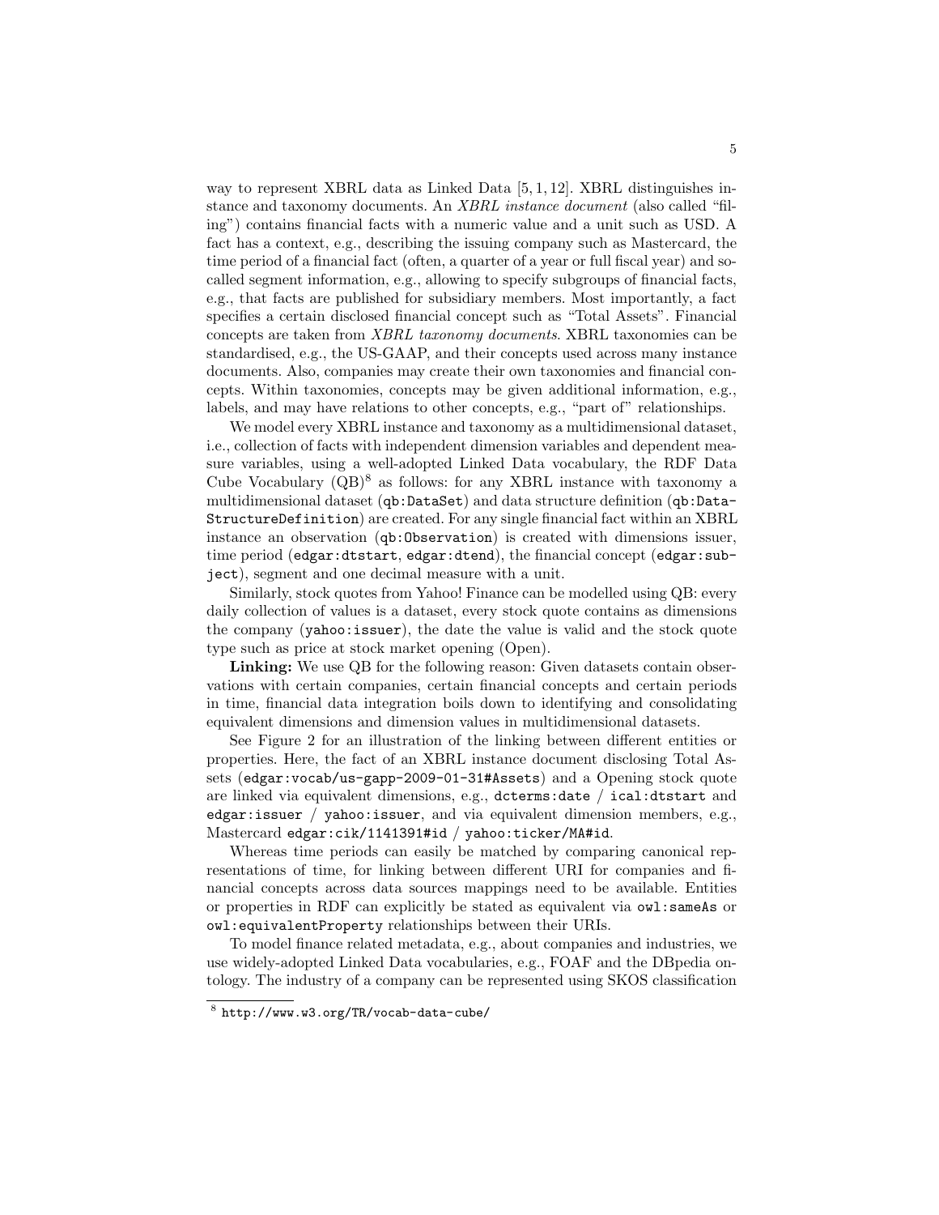way to represent XBRL data as Linked Data [5, 1, 12]. XBRL distinguishes instance and taxonomy documents. An *XBRL instance document* (also called "filing") contains financial facts with a numeric value and a unit such as USD. A fact has a context, e.g., describing the issuing company such as Mastercard, the time period of a financial fact (often, a quarter of a year or full fiscal year) and so-called segment information, e.g., allowing to specify subgroups of financial facts, e.g., that facts are published for subsidiary members. Most importantly, a fact specifies a certain disclosed financial concept such as "Total Assets". Financial concepts are taken from *XBRL taxonomy documents*. XBRL taxonomies can be standardised, e.g., the US-GAAP, and their concepts used across many instance documents. Also, companies may create their own taxonomies and financial concepts. Within taxonomies, concepts may be given additional information, e.g., labels, and may have relations to other concepts, e.g., "part of" relationships.

We model every XBRL instance and taxonomy as a multidimensional dataset, i.e., collection of facts with independent dimension variables and dependent measure variables, using a well-adopted Linked Data vocabulary, the RDF Data Cube Vocabulary (QB)[8] as follows: for any XBRL instance with taxonomy a multidimensional dataset (`qb:DataSet`) and data structure definition (`qb:DataStructureDefinition`) are created. For any single financial fact within an XBRL instance an observation (`qb:Observation`) is created with dimensions issuer, time period (`edgar:dtstart`, `edgar:dtend`), the financial concept (`edgar:subject`), segment and one decimal measure with a unit.

Similarly, stock quotes from Yahoo! Finance can be modelled using QB: every daily collection of values is a dataset, every stock quote contains as dimensions the company (`yahoo:issuer`), the date the value is valid and the stock quote type such as price at stock market opening (Open).

**Linking:** We use QB for the following reason: Given datasets contain observations with certain companies, certain financial concepts and certain periods in time, financial data integration boils down to identifying and consolidating equivalent dimensions and dimension values in multidimensional datasets.

See Figure 2 for an illustration of the linking between different entities or properties. Here, the fact of an XBRL instance document disclosing Total Assets (`edgar:vocab/us-gapp-2009-01-31#Assets`) and a Opening stock quote are linked via equivalent dimensions, e.g., `dcterms:date` / `ical:dtstart` and `edgar:issuer` / `yahoo:issuer`, and via equivalent dimension members, e.g., Mastercard `edgar:cik/1141391#id` / `yahoo:ticker/MA#id`.

Whereas time periods can easily be matched by comparing canonical representations of time, for linking between different URI for companies and financial concepts across data sources mappings need to be available. Entities or properties in RDF can explicitly be stated as equivalent via `owl:sameAs` or `owl:equivalentProperty` relationships between their URIs.

To model finance related metadata, e.g., about companies and industries, we use widely-adopted Linked Data vocabularies, e.g., FOAF and the DBpedia ontology. The industry of a company can be represented using SKOS classification

[8] http://www.w3.org/TR/vocab-data-cube/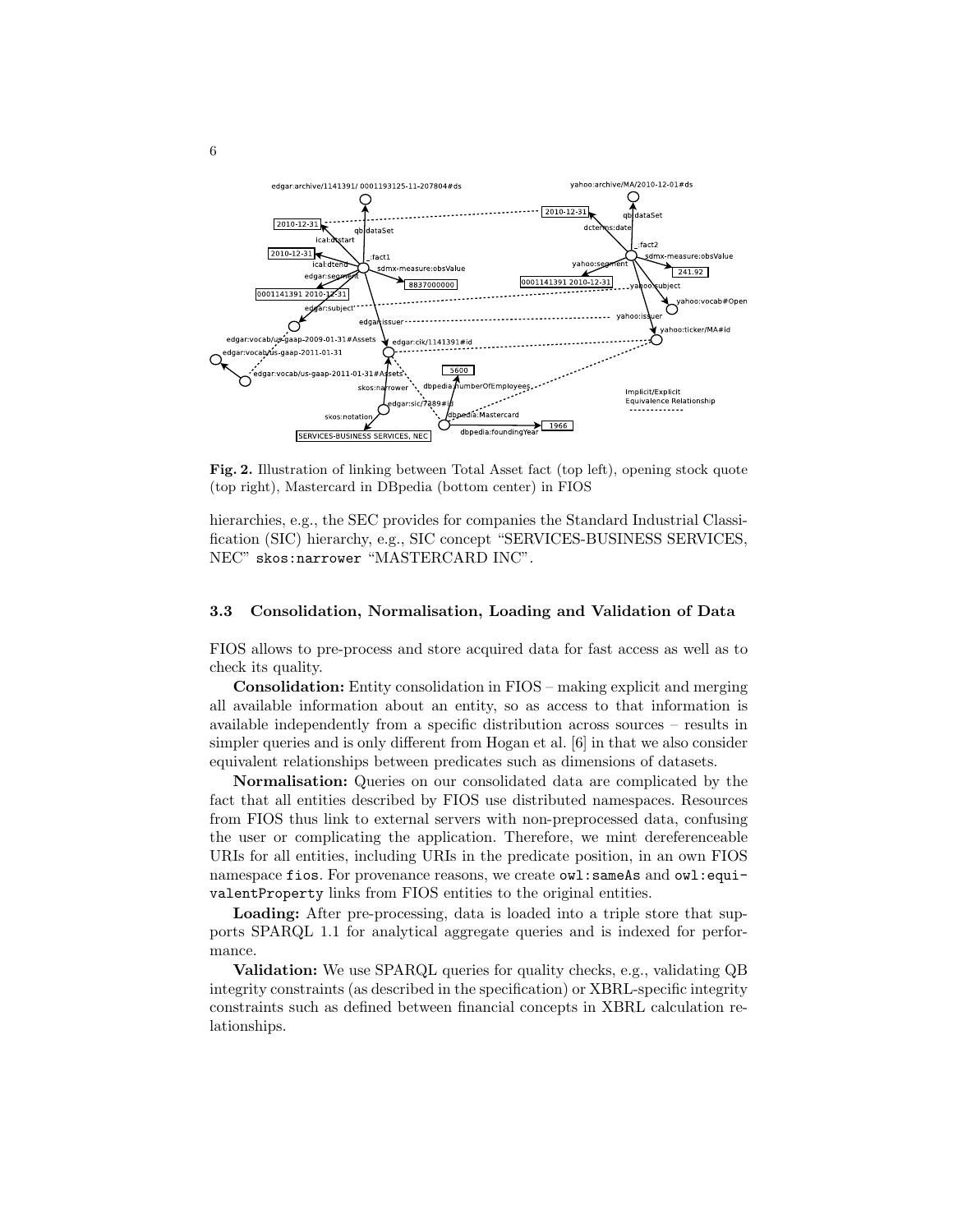**Fig. 2.** Illustration of linking between Total Asset fact (top left), opening stock quote (top right), Mastercard in DBpedia (bottom center) in FIOS

hierarchies, e.g., the SEC provides for companies the Standard Industrial Classification (SIC) hierarchy, e.g., SIC concept "SERVICES-BUSINESS SERVICES, NEC" `skos:narrower` "MASTERCARD INC".

### 3.3 Consolidation, Normalisation, Loading and Validation of Data

FIOS allows to pre-process and store acquired data for fast access as well as to check its quality.

**Consolidation:** Entity consolidation in FIOS – making explicit and merging all available information about an entity, so as access to that information is available independently from a specific distribution across sources – results in simpler queries and is only different from Hogan et al. [6] in that we also consider equivalent relationships between predicates such as dimensions of datasets.

**Normalisation:** Queries on our consolidated data are complicated by the fact that all entities described by FIOS use distributed namespaces. Resources from FIOS thus link to external servers with non-preprocessed data, confusing the user or complicating the application. Therefore, we mint dereferenceable URIs for all entities, including URIs in the predicate position, in an own FIOS namespace `fios`. For provenance reasons, we create `owl:sameAs` and `owl:equivalentProperty` links from FIOS entities to the original entities.

**Loading:** After pre-processing, data is loaded into a triple store that supports SPARQL 1.1 for analytical aggregate queries and is indexed for performance.

**Validation:** We use SPARQL queries for quality checks, e.g., validating QB integrity constraints (as described in the specification) or XBRL-specific integrity constraints such as defined between financial concepts in XBRL calculation relationships.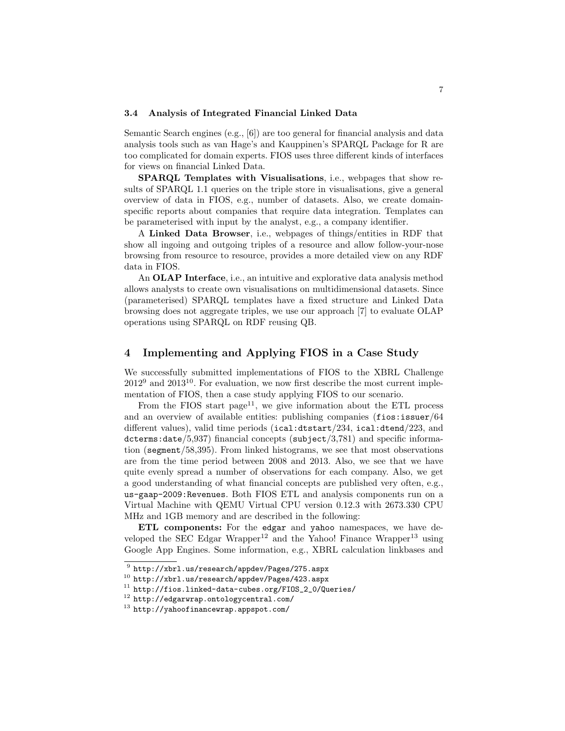### 3.4 Analysis of Integrated Financial Linked Data

Semantic Search engines (e.g., [6]) are too general for financial analysis and data analysis tools such as van Hage's and Kauppinen's SPARQL Package for R are too complicated for domain experts. FIOS uses three different kinds of interfaces for views on financial Linked Data.

**SPARQL Templates with Visualisations**, i.e., webpages that show results of SPARQL 1.1 queries on the triple store in visualisations, give a general overview of data in FIOS, e.g., number of datasets. Also, we create domain-specific reports about companies that require data integration. Templates can be parameterised with input by the analyst, e.g., a company identifier.

A **Linked Data Browser**, i.e., webpages of things/entities in RDF that show all ingoing and outgoing triples of a resource and allow follow-your-nose browsing from resource to resource, provides a more detailed view on any RDF data in FIOS.

An **OLAP Interface**, i.e., an intuitive and explorative data analysis method allows analysts to create own visualisations on multidimensional datasets. Since (parameterised) SPARQL templates have a fixed structure and Linked Data browsing does not aggregate triples, we use our approach [7] to evaluate OLAP operations using SPARQL on RDF reusing QB.

## 4 Implementing and Applying FIOS in a Case Study

We successfully submitted implementations of FIOS to the XBRL Challenge 2012[9] and 2013[10]. For evaluation, we now first describe the most current implementation of FIOS, then a case study applying FIOS to our scenario.

From the FIOS start page[11], we give information about the ETL process and an overview of available entities: publishing companies (`fios:issuer`/64 different values), valid time periods (`ical:dtstart`/234, `ical:dtend`/223, and `dcterms:date`/5,937) financial concepts (`subject`/3,781) and specific information (`segment`/58,395). From linked histograms, we see that most observations are from the time period between 2008 and 2013. Also, we see that we have quite evenly spread a number of observations for each company. Also, we get a good understanding of what financial concepts are published very often, e.g., `us-gaap-2009:Revenues`. Both FIOS ETL and analysis components run on a Virtual Machine with QEMU Virtual CPU version 0.12.3 with 2673.330 CPU MHz and 1GB memory and are described in the following:

**ETL components:** For the `edgar` and `yahoo` namespaces, we have developed the SEC Edgar Wrapper[12] and the Yahoo! Finance Wrapper[13] using Google App Engines. Some information, e.g., XBRL calculation linkbases and

---

[9] `http://xbrl.us/research/appdev/Pages/275.aspx`

[10] `http://xbrl.us/research/appdev/Pages/423.aspx`

[11] `http://fios.linked-data-cubes.org/FIOS_2_0/Queries/`

[12] `http://edgarwrap.ontologycentral.com/`

[13] `http://yahoofinancewrap.appspot.com/`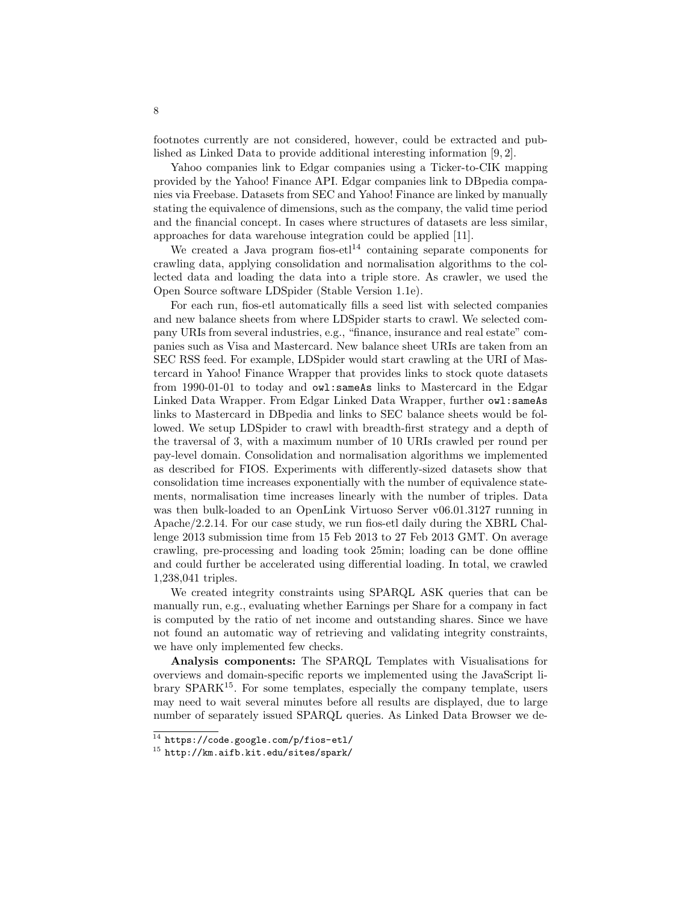footnotes currently are not considered, however, could be extracted and published as Linked Data to provide additional interesting information [9, 2].

Yahoo companies link to Edgar companies using a Ticker-to-CIK mapping provided by the Yahoo! Finance API. Edgar companies link to DBpedia companies via Freebase. Datasets from SEC and Yahoo! Finance are linked by manually stating the equivalence of dimensions, such as the company, the valid time period and the financial concept. In cases where structures of datasets are less similar, approaches for data warehouse integration could be applied [11].

We created a Java program fios-etl[14] containing separate components for crawling data, applying consolidation and normalisation algorithms to the collected data and loading the data into a triple store. As crawler, we used the Open Source software LDSpider (Stable Version 1.1e).

For each run, fios-etl automatically fills a seed list with selected companies and new balance sheets from where LDSpider starts to crawl. We selected company URIs from several industries, e.g., "finance, insurance and real estate" companies such as Visa and Mastercard. New balance sheet URIs are taken from an SEC RSS feed. For example, LDSpider would start crawling at the URI of Mastercard in Yahoo! Finance Wrapper that provides links to stock quote datasets from 1990-01-01 to today and `owl:sameAs` links to Mastercard in the Edgar Linked Data Wrapper. From Edgar Linked Data Wrapper, further `owl:sameAs` links to Mastercard in DBpedia and links to SEC balance sheets would be followed. We setup LDSpider to crawl with breadth-first strategy and a depth of the traversal of 3, with a maximum number of 10 URIs crawled per round per pay-level domain. Consolidation and normalisation algorithms we implemented as described for FIOS. Experiments with differently-sized datasets show that consolidation time increases exponentially with the number of equivalence statements, normalisation time increases linearly with the number of triples. Data was then bulk-loaded to an OpenLink Virtuoso Server v06.01.3127 running in Apache/2.2.14. For our case study, we run fios-etl daily during the XBRL Challenge 2013 submission time from 15 Feb 2013 to 27 Feb 2013 GMT. On average crawling, pre-processing and loading took 25min; loading can be done offline and could further be accelerated using differential loading. In total, we crawled 1,238,041 triples.

We created integrity constraints using SPARQL ASK queries that can be manually run, e.g., evaluating whether Earnings per Share for a company in fact is computed by the ratio of net income and outstanding shares. Since we have not found an automatic way of retrieving and validating integrity constraints, we have only implemented few checks.

**Analysis components:** The SPARQL Templates with Visualisations for overviews and domain-specific reports we implemented using the JavaScript library SPARK[15]. For some templates, especially the company template, users may need to wait several minutes before all results are displayed, due to large number of separately issued SPARQL queries. As Linked Data Browser we de-

[14] `https://code.google.com/p/fios-etl/`

[15] `http://km.aifb.kit.edu/sites/spark/`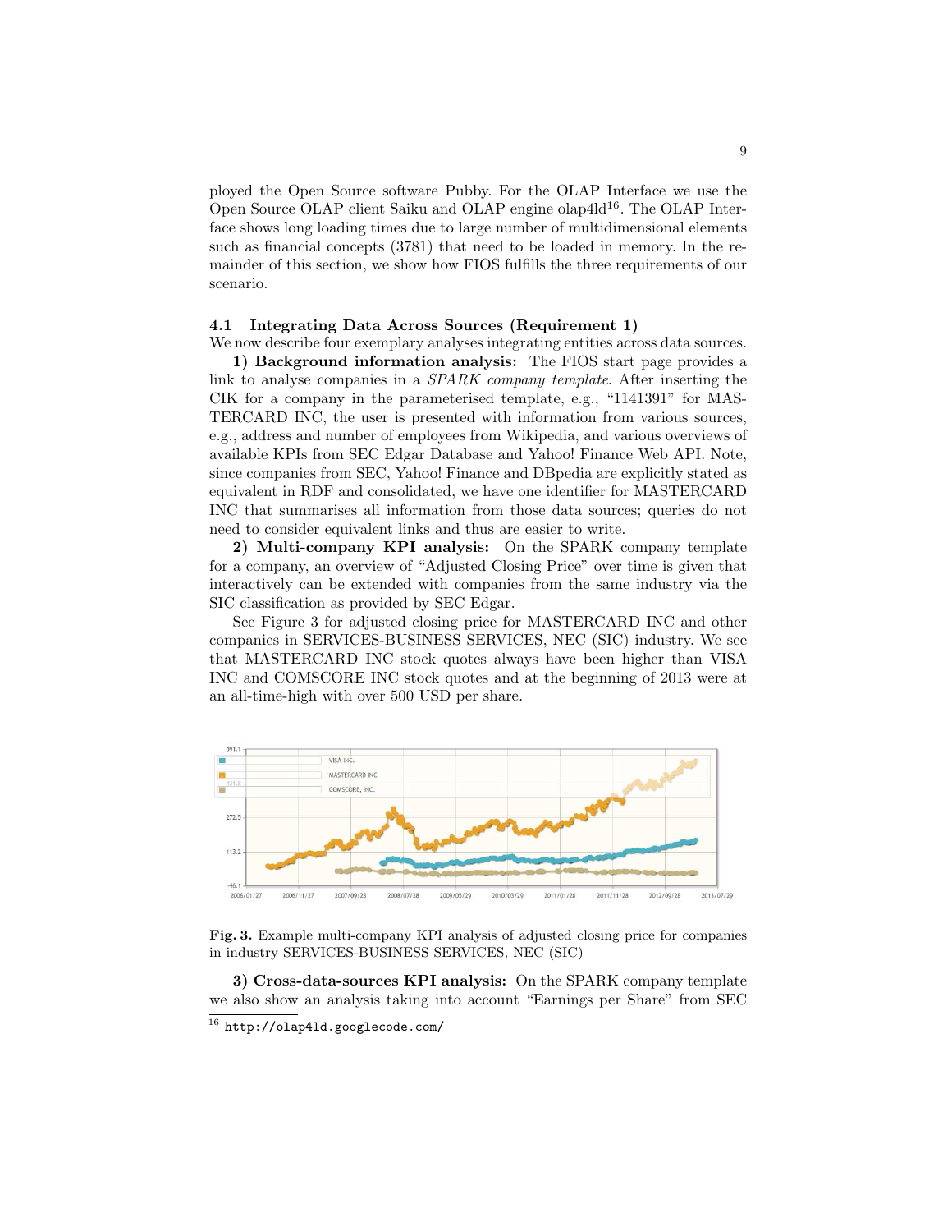ployed the Open Source software Pubby. For the OLAP Interface we use the Open Source OLAP client Saiku and OLAP engine olap4ld[16]. The OLAP Interface shows long loading times due to large number of multidimensional elements such as financial concepts (3781) that need to be loaded in memory. In the remainder of this section, we show how FIOS fulfills the three requirements of our scenario.

### 4.1 Integrating Data Across Sources (Requirement 1)

We now describe four exemplary analyses integrating entities across data sources.

**1) Background information analysis:** The FIOS start page provides a link to analyse companies in a *SPARK company template*. After inserting the CIK for a company in the parameterised template, e.g., "1141391" for MASTERCARD INC, the user is presented with information from various sources, e.g., address and number of employees from Wikipedia, and various overviews of available KPIs from SEC Edgar Database and Yahoo! Finance Web API. Note, since companies from SEC, Yahoo! Finance and DBpedia are explicitly stated as equivalent in RDF and consolidated, we have one identifier for MASTERCARD INC that summarises all information from those data sources; queries do not need to consider equivalent links and thus are easier to write.

**2) Multi-company KPI analysis:** On the SPARK company template for a company, an overview of "Adjusted Closing Price" over time is given that interactively can be extended with companies from the same industry via the SIC classification as provided by SEC Edgar.

See Figure 3 for adjusted closing price for MASTERCARD INC and other companies in SERVICES-BUSINESS SERVICES, NEC (SIC) industry. We see that MASTERCARD INC stock quotes always have been higher than VISA INC and COMSCORE INC stock quotes and at the beginning of 2013 were at an all-time-high with over 500 USD per share.

**Fig. 3.** Example multi-company KPI analysis of adjusted closing price for companies in industry SERVICES-BUSINESS SERVICES, NEC (SIC)

**3) Cross-data-sources KPI analysis:** On the SPARK company template we also show an analysis taking into account "Earnings per Share" from SEC

[16] http://olap4ld.googlecode.com/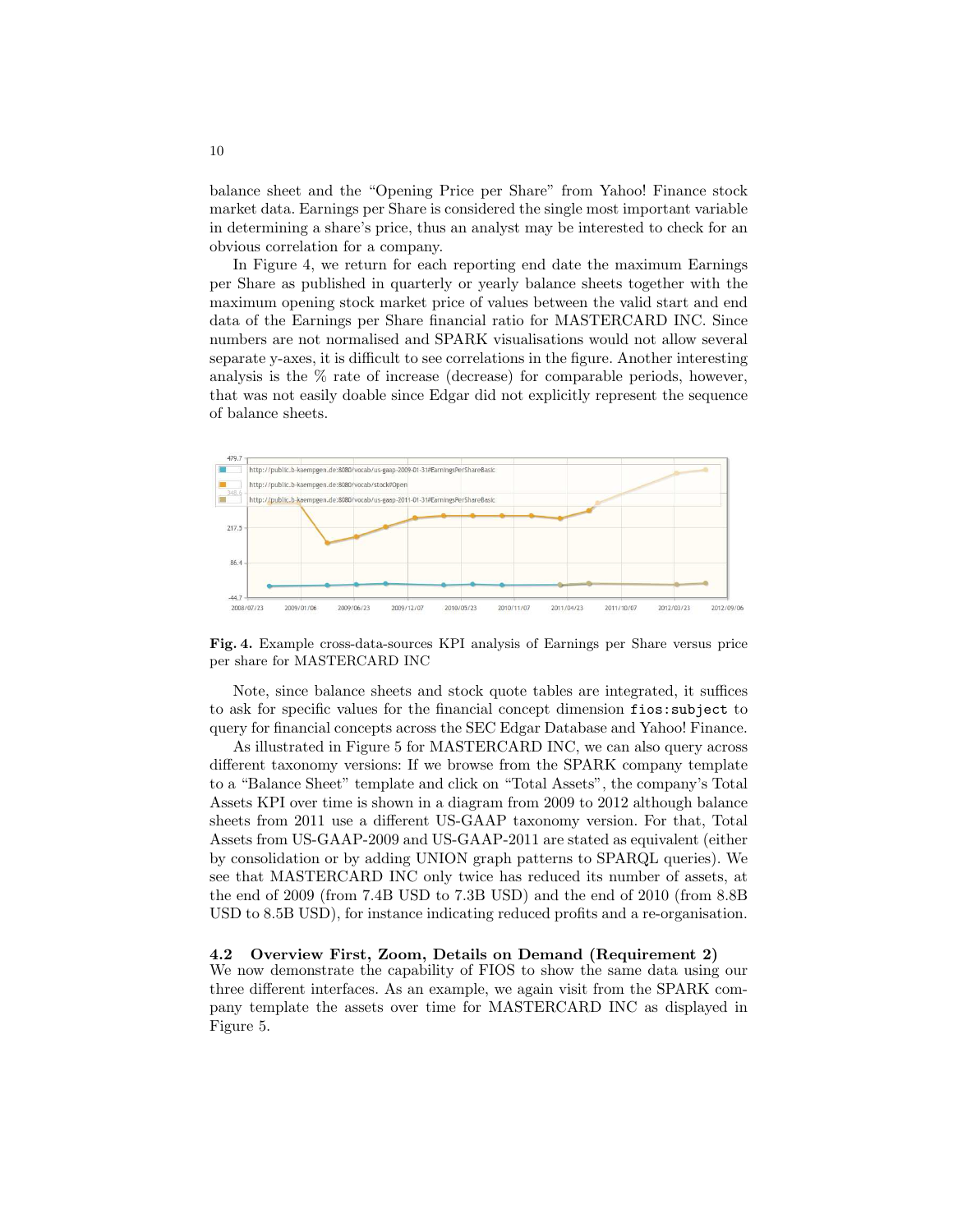balance sheet and the "Opening Price per Share" from Yahoo! Finance stock market data. Earnings per Share is considered the single most important variable in determining a share's price, thus an analyst may be interested to check for an obvious correlation for a company.

In Figure 4, we return for each reporting end date the maximum Earnings per Share as published in quarterly or yearly balance sheets together with the maximum opening stock market price of values between the valid start and end data of the Earnings per Share financial ratio for MASTERCARD INC. Since numbers are not normalised and SPARK visualisations would not allow several separate y-axes, it is difficult to see correlations in the figure. Another interesting analysis is the % rate of increase (decrease) for comparable periods, however, that was not easily doable since Edgar did not explicitly represent the sequence of balance sheets.

**Fig. 4.** Example cross-data-sources KPI analysis of Earnings per Share versus price per share for MASTERCARD INC

Note, since balance sheets and stock quote tables are integrated, it suffices to ask for specific values for the financial concept dimension `fios:subject` to query for financial concepts across the SEC Edgar Database and Yahoo! Finance.

As illustrated in Figure 5 for MASTERCARD INC, we can also query across different taxonomy versions: If we browse from the SPARK company template to a "Balance Sheet" template and click on "Total Assets", the company's Total Assets KPI over time is shown in a diagram from 2009 to 2012 although balance sheets from 2011 use a different US-GAAP taxonomy version. For that, Total Assets from US-GAAP-2009 and US-GAAP-2011 are stated as equivalent (either by consolidation or by adding UNION graph patterns to SPARQL queries). We see that MASTERCARD INC only twice has reduced its number of assets, at the end of 2009 (from 7.4B USD to 7.3B USD) and the end of 2010 (from 8.8B USD to 8.5B USD), for instance indicating reduced profits and a re-organisation.

### 4.2 Overview First, Zoom, Details on Demand (Requirement 2)

We now demonstrate the capability of FIOS to show the same data using our three different interfaces. As an example, we again visit from the SPARK company template the assets over time for MASTERCARD INC as displayed in Figure 5.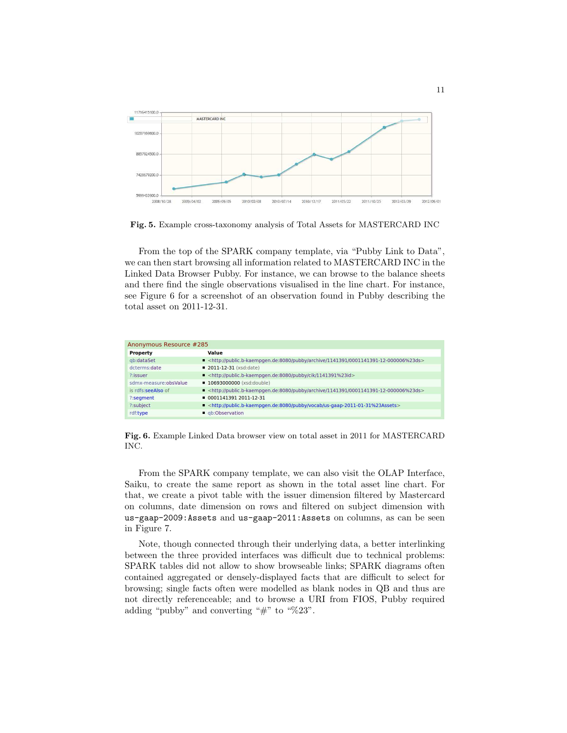Fig. 5. Example cross-taxonomy analysis of Total Assets for MASTERCARD INC

From the top of the SPARK company template, via "Pubby Link to Data", we can then start browsing all information related to MASTERCARD INC in the Linked Data Browser Pubby. For instance, we can browse to the balance sheets and there find the single observations visualised in the line chart. For instance, see Figure 6 for a screenshot of an observation found in Pubby describing the total asset on 2011-12-31.

Anonymous Resource #285

| Property | Value |
| --- | --- |
| qb:dataSet | <http://public.b-kaempgen.de:8080/pubby/archive/1141391/0001141391-12-000006%23ds> |
| dcterms:date | 2011-12-31 (xsd:date) |
| ?:issuer | <http://public.b-kaempgen.de:8080/pubby/cik/1141391%23id> |
| sdmx-measure:obsValue | 10693000000 (xsd:double) |
| is rdfs:seeAlso of | <http://public.b-kaempgen.de:8080/pubby/archive/1141391/0001141391-12-000006%23ds> |
| ?:segment | 0001141391 2011-12-31 |
| ?:subject | <http://public.b-kaempgen.de:8080/pubby/vocab/us-gaap-2011-01-31%23Assets> |
| rdf:type | qb:Observation |

Fig. 6. Example Linked Data browser view on total asset in 2011 for MASTERCARD INC.

From the SPARK company template, we can also visit the OLAP Interface, Saiku, to create the same report as shown in the total asset line chart. For that, we create a pivot table with the issuer dimension filtered by Mastercard on columns, date dimension on rows and filtered on subject dimension with `us-gaap-2009:Assets` and `us-gaap-2011:Assets` on columns, as can be seen in Figure 7.

Note, though connected through their underlying data, a better interlinking between the three provided interfaces was difficult due to technical problems: SPARK tables did not allow to show browseable links; SPARK diagrams often contained aggregated or densely-displayed facts that are difficult to select for browsing; single facts often were modelled as blank nodes in QB and thus are not directly referenceable; and to browse a URI from FIOS, Pubby required adding "pubby" and converting "#" to "%23".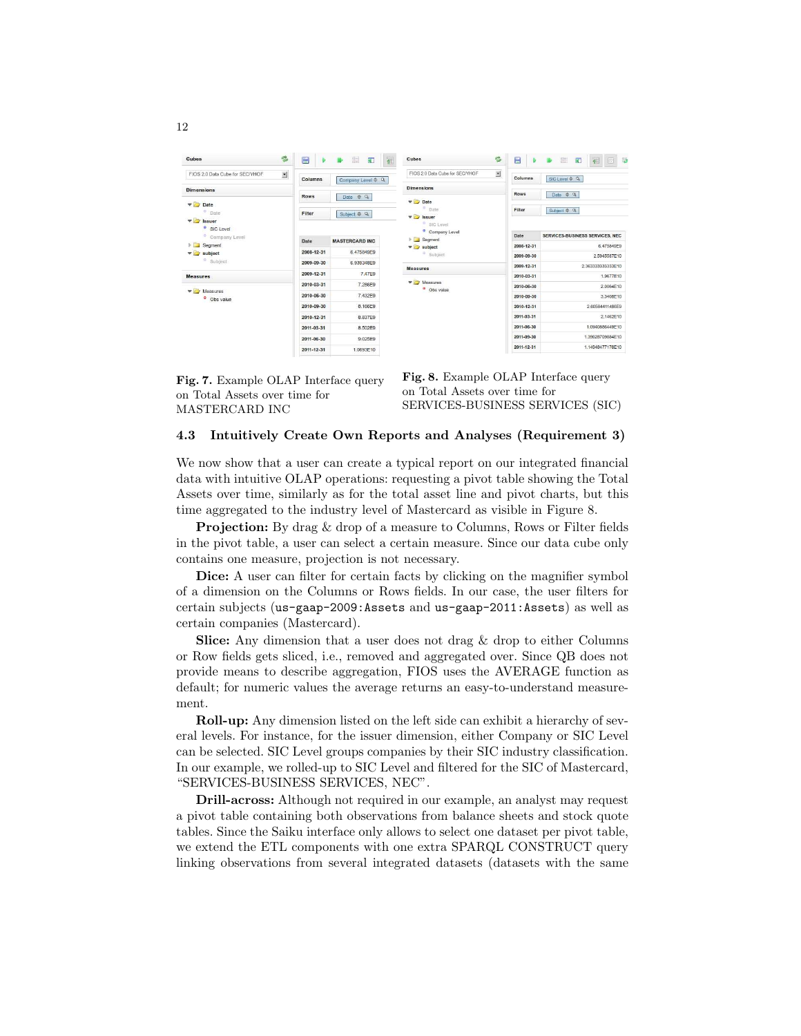Fig. 7. Example OLAP Interface query on Total Assets over time for MASTERCARD INC

Fig. 8. Example OLAP Interface query on Total Assets over time for SERVICES-BUSINESS SERVICES (SIC)

### 4.3 Intuitively Create Own Reports and Analyses (Requirement 3)

We now show that a user can create a typical report on our integrated financial data with intuitive OLAP operations: requesting a pivot table showing the Total Assets over time, similarly as for the total asset line and pivot charts, but this time aggregated to the industry level of Mastercard as visible in Figure 8.

**Projection:** By drag & drop of a measure to Columns, Rows or Filter fields in the pivot table, a user can select a certain measure. Since our data cube only contains one measure, projection is not necessary.

**Dice:** A user can filter for certain facts by clicking on the magnifier symbol of a dimension on the Columns or Rows fields. In our case, the user filters for certain subjects (`us-gaap-2009:Assets` and `us-gaap-2011:Assets`) as well as certain companies (Mastercard).

**Slice:** Any dimension that a user does not drag & drop to either Columns or Row fields gets sliced, i.e., removed and aggregated over. Since QB does not provide means to describe aggregation, FIOS uses the AVERAGE function as default; for numeric values the average returns an easy-to-understand measurement.

**Roll-up:** Any dimension listed on the left side can exhibit a hierarchy of several levels. For instance, for the issuer dimension, either Company or SIC Level can be selected. SIC Level groups companies by their SIC industry classification. In our example, we rolled-up to SIC Level and filtered for the SIC of Mastercard, "SERVICES-BUSINESS SERVICES, NEC".

**Drill-across:** Although not required in our example, an analyst may request a pivot table containing both observations from balance sheets and stock quote tables. Since the Saiku interface only allows to select one dataset per pivot table, we extend the ETL components with one extra SPARQL CONSTRUCT query linking observations from several integrated datasets (datasets with the same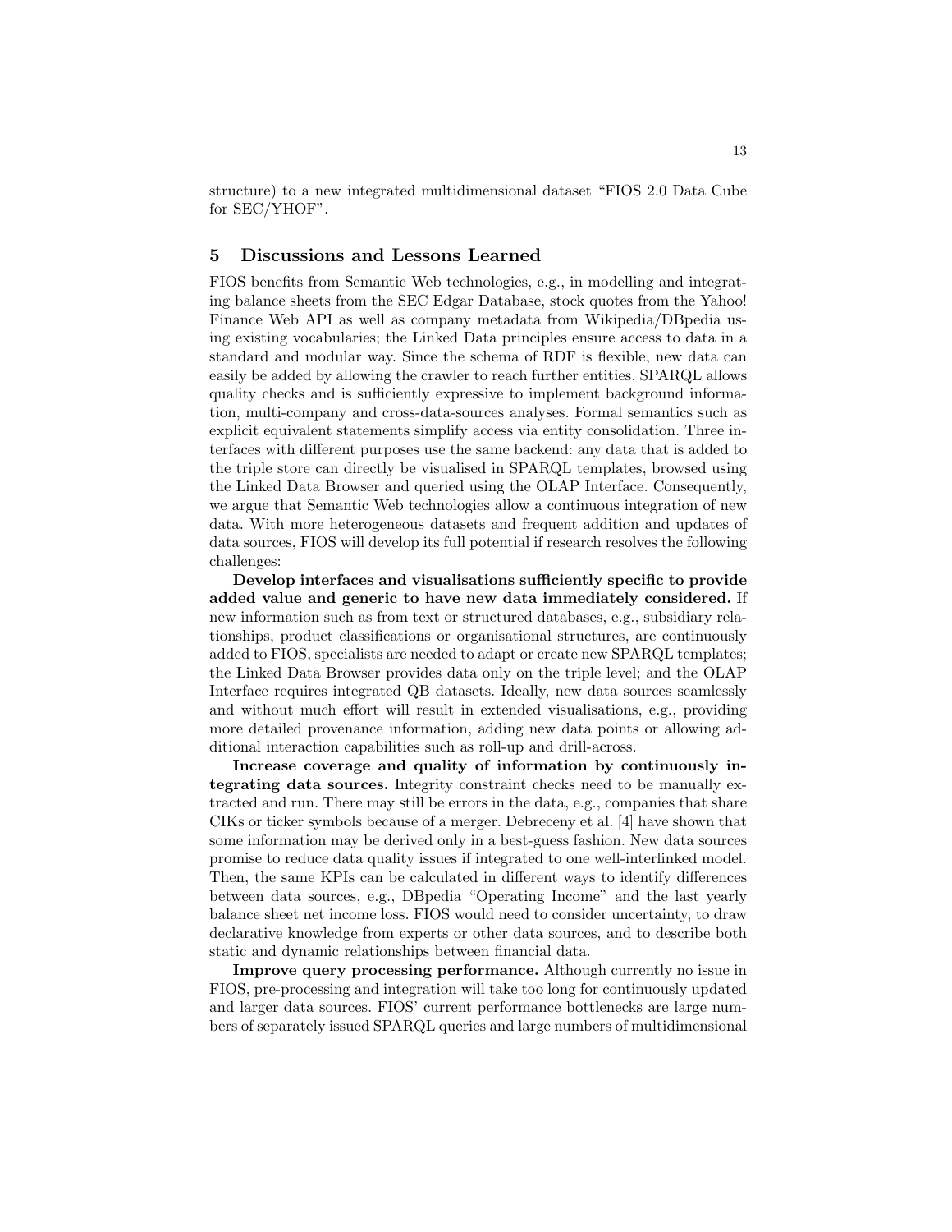structure) to a new integrated multidimensional dataset "FIOS 2.0 Data Cube for SEC/YHOF".

## 5 Discussions and Lessons Learned

FIOS benefits from Semantic Web technologies, e.g., in modelling and integrating balance sheets from the SEC Edgar Database, stock quotes from the Yahoo! Finance Web API as well as company metadata from Wikipedia/DBpedia using existing vocabularies; the Linked Data principles ensure access to data in a standard and modular way. Since the schema of RDF is flexible, new data can easily be added by allowing the crawler to reach further entities. SPARQL allows quality checks and is sufficiently expressive to implement background information, multi-company and cross-data-sources analyses. Formal semantics such as explicit equivalent statements simplify access via entity consolidation. Three interfaces with different purposes use the same backend: any data that is added to the triple store can directly be visualised in SPARQL templates, browsed using the Linked Data Browser and queried using the OLAP Interface. Consequently, we argue that Semantic Web technologies allow a continuous integration of new data. With more heterogeneous datasets and frequent addition and updates of data sources, FIOS will develop its full potential if research resolves the following challenges:

**Develop interfaces and visualisations sufficiently specific to provide added value and generic to have new data immediately considered.** If new information such as from text or structured databases, e.g., subsidiary relationships, product classifications or organisational structures, are continuously added to FIOS, specialists are needed to adapt or create new SPARQL templates; the Linked Data Browser provides data only on the triple level; and the OLAP Interface requires integrated QB datasets. Ideally, new data sources seamlessly and without much effort will result in extended visualisations, e.g., providing more detailed provenance information, adding new data points or allowing additional interaction capabilities such as roll-up and drill-across.

**Increase coverage and quality of information by continuously integrating data sources.** Integrity constraint checks need to be manually extracted and run. There may still be errors in the data, e.g., companies that share CIKs or ticker symbols because of a merger. Debreceny et al. [4] have shown that some information may be derived only in a best-guess fashion. New data sources promise to reduce data quality issues if integrated to one well-interlinked model. Then, the same KPIs can be calculated in different ways to identify differences between data sources, e.g., DBpedia "Operating Income" and the last yearly balance sheet net income loss. FIOS would need to consider uncertainty, to draw declarative knowledge from experts or other data sources, and to describe both static and dynamic relationships between financial data.

**Improve query processing performance.** Although currently no issue in FIOS, pre-processing and integration will take too long for continuously updated and larger data sources. FIOS' current performance bottlenecks are large numbers of separately issued SPARQL queries and large numbers of multidimensional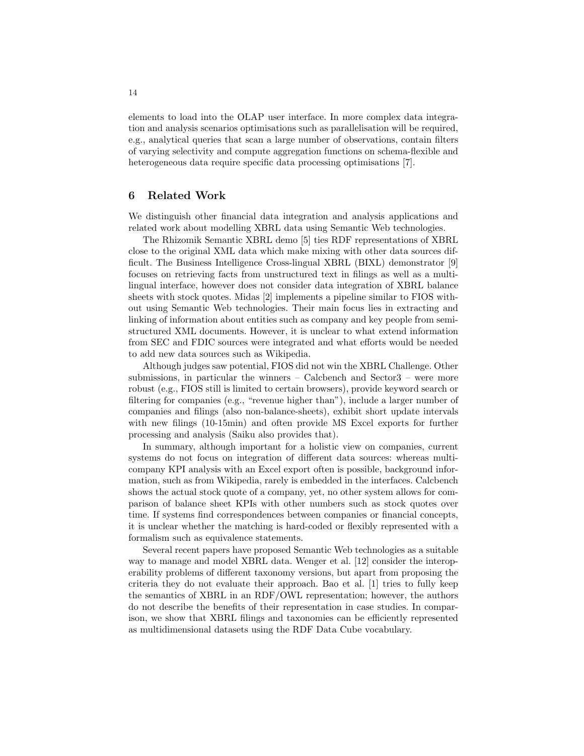elements to load into the OLAP user interface. In more complex data integration and analysis scenarios optimisations such as parallelisation will be required, e.g., analytical queries that scan a large number of observations, contain filters of varying selectivity and compute aggregation functions on schema-flexible and heterogeneous data require specific data processing optimisations [7].

## 6 Related Work

We distinguish other financial data integration and analysis applications and related work about modelling XBRL data using Semantic Web technologies.

The Rhizomik Semantic XBRL demo [5] ties RDF representations of XBRL close to the original XML data which make mixing with other data sources difficult. The Business Intelligence Cross-lingual XBRL (BIXL) demonstrator [9] focuses on retrieving facts from unstructured text in filings as well as a multilingual interface, however does not consider data integration of XBRL balance sheets with stock quotes. Midas [2] implements a pipeline similar to FIOS without using Semantic Web technologies. Their main focus lies in extracting and linking of information about entities such as company and key people from semi-structured XML documents. However, it is unclear to what extend information from SEC and FDIC sources were integrated and what efforts would be needed to add new data sources such as Wikipedia.

Although judges saw potential, FIOS did not win the XBRL Challenge. Other submissions, in particular the winners – Calcbench and Sector3 – were more robust (e.g., FIOS still is limited to certain browsers), provide keyword search or filtering for companies (e.g., "revenue higher than"), include a larger number of companies and filings (also non-balance-sheets), exhibit short update intervals with new filings (10-15min) and often provide MS Excel exports for further processing and analysis (Saiku also provides that).

In summary, although important for a holistic view on companies, current systems do not focus on integration of different data sources: whereas multi-company KPI analysis with an Excel export often is possible, background information, such as from Wikipedia, rarely is embedded in the interfaces. Calcbench shows the actual stock quote of a company, yet, no other system allows for comparison of balance sheet KPIs with other numbers such as stock quotes over time. If systems find correspondences between companies or financial concepts, it is unclear whether the matching is hard-coded or flexibly represented with a formalism such as equivalence statements.

Several recent papers have proposed Semantic Web technologies as a suitable way to manage and model XBRL data. Wenger et al. [12] consider the interoperability problems of different taxonomy versions, but apart from proposing the criteria they do not evaluate their approach. Bao et al. [1] tries to fully keep the semantics of XBRL in an RDF/OWL representation; however, the authors do not describe the benefits of their representation in case studies. In comparison, we show that XBRL filings and taxonomies can be efficiently represented as multidimensional datasets using the RDF Data Cube vocabulary.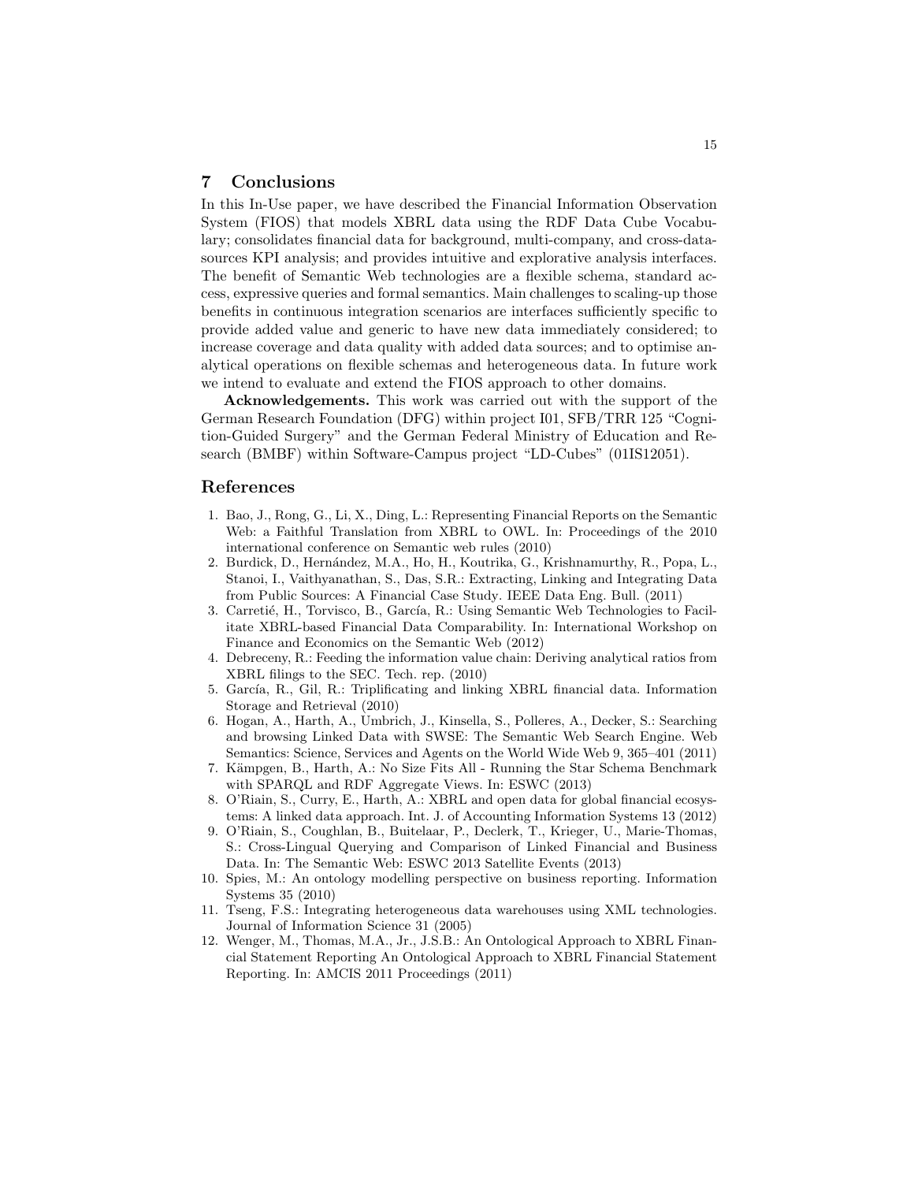## 7 Conclusions

In this In-Use paper, we have described the Financial Information Observation System (FIOS) that models XBRL data using the RDF Data Cube Vocabulary; consolidates financial data for background, multi-company, and cross-datasources KPI analysis; and provides intuitive and explorative analysis interfaces. The benefit of Semantic Web technologies are a flexible schema, standard access, expressive queries and formal semantics. Main challenges to scaling-up those benefits in continuous integration scenarios are interfaces sufficiently specific to provide added value and generic to have new data immediately considered; to increase coverage and data quality with added data sources; and to optimise analytical operations on flexible schemas and heterogeneous data. In future work we intend to evaluate and extend the FIOS approach to other domains.

**Acknowledgements.** This work was carried out with the support of the German Research Foundation (DFG) within project I01, SFB/TRR 125 "Cognition-Guided Surgery" and the German Federal Ministry of Education and Research (BMBF) within Software-Campus project "LD-Cubes" (01IS12051).

## References

1. Bao, J., Rong, G., Li, X., Ding, L.: Representing Financial Reports on the Semantic Web: a Faithful Translation from XBRL to OWL. In: Proceedings of the 2010 international conference on Semantic web rules (2010)
2. Burdick, D., Hernández, M.A., Ho, H., Koutrika, G., Krishnamurthy, R., Popa, L., Stanoi, I., Vaithyanathan, S., Das, S.R.: Extracting, Linking and Integrating Data from Public Sources: A Financial Case Study. IEEE Data Eng. Bull. (2011)
3. Carretié, H., Torvisco, B., García, R.: Using Semantic Web Technologies to Facilitate XBRL-based Financial Data Comparability. In: International Workshop on Finance and Economics on the Semantic Web (2012)
4. Debreceny, R.: Feeding the information value chain: Deriving analytical ratios from XBRL filings to the SEC. Tech. rep. (2010)
5. García, R., Gil, R.: Triplificating and linking XBRL financial data. Information Storage and Retrieval (2010)
6. Hogan, A., Harth, A., Umbrich, J., Kinsella, S., Polleres, A., Decker, S.: Searching and browsing Linked Data with SWSE: The Semantic Web Search Engine. Web Semantics: Science, Services and Agents on the World Wide Web 9, 365–401 (2011)
7. Kämpgen, B., Harth, A.: No Size Fits All - Running the Star Schema Benchmark with SPARQL and RDF Aggregate Views. In: ESWC (2013)
8. O'Riain, S., Curry, E., Harth, A.: XBRL and open data for global financial ecosystems: A linked data approach. Int. J. of Accounting Information Systems 13 (2012)
9. O'Riain, S., Coughlan, B., Buitelaar, P., Declerk, T., Krieger, U., Marie-Thomas, S.: Cross-Lingual Querying and Comparison of Linked Financial and Business Data. In: The Semantic Web: ESWC 2013 Satellite Events (2013)
10. Spies, M.: An ontology modelling perspective on business reporting. Information Systems 35 (2010)
11. Tseng, F.S.: Integrating heterogeneous data warehouses using XML technologies. Journal of Information Science 31 (2005)
12. Wenger, M., Thomas, M.A., Jr., J.S.B.: An Ontological Approach to XBRL Financial Statement Reporting An Ontological Approach to XBRL Financial Statement Reporting. In: AMCIS 2011 Proceedings (2011)